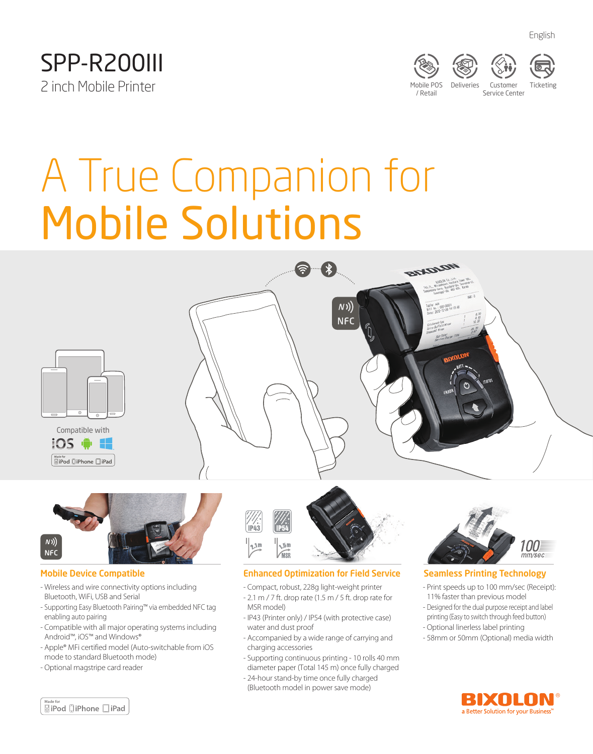English

# SPP-R200III

2 inch Mobile Printer

Mobile POS / Retail | Deliveries | Customer Service Center | Ticketing

# A True Companion for Mobile Solutions

Compatible with iOS, Android, Windows

Made for iPod iPhone iPad

## Mobile Device Compatible

- Wireless and wire connectivity options including Bluetooth, WiFi, USB and Serial
- Supporting Easy Bluetooth Pairing™ via embedded NFC tag enabling auto pairing
- Compatible with all major operating systems including Android™, iOS™ and Windows®
- Apple® MFi certified model (Auto-switchable from iOS mode to standard Bluetooth mode)
- Optional magstripe card reader

## Enhanced Optimization for Field Service

- Compact, robust, 228g light-weight printer
- 2.1 m / 7 ft. drop rate (1.5 m / 5 ft. drop rate for MSR model)
- IP43 (Printer only) / IP54 (with protective case) water and dust proof
- Accompanied by a wide range of carrying and charging accessories
- Supporting continuous printing - 10 rolls 40 mm diameter paper (Total 145 m) once fully charged
- 24-hour stand-by time once fully charged (Bluetooth model in power save mode)

## Seamless Printing Technology

- Print speeds up to 100 mm/sec (Receipt): 11% faster than previous model
- Designed for the dual purpose receipt and label printing (Easy to switch through feed button)
- Optional linerless label printing
- 58mm or 50mm (Optional) media width

Made for iPod iPhone iPad

BIXOLON® a Better Solution for your Business™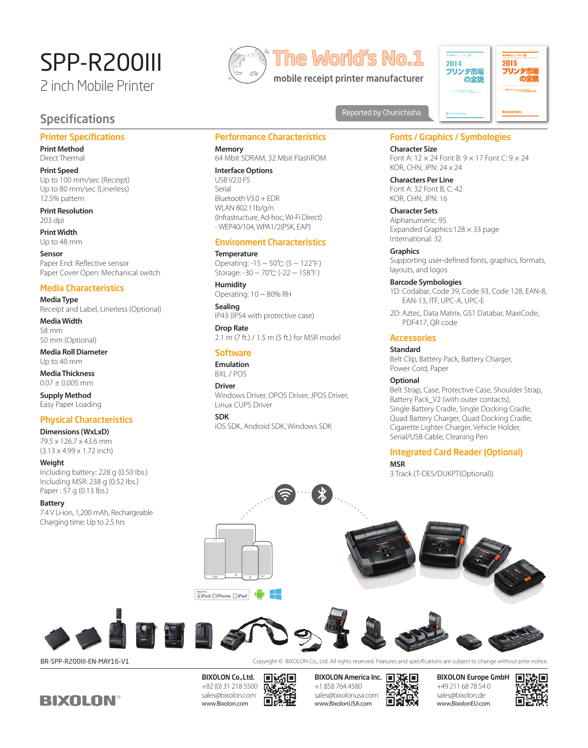# SPP-R200III

2 inch Mobile Printer

The World's No.1

mobile receipt printer manufacturer

Reported by Chunichisha

## Specifications

### Printer Specifications

**Print Method**
Direct Thermal

**Print Speed**
Up to 100 mm/sec (Receipt)
Up to 80 mm/sec (Linerless)
12.5% pattern

**Print Resolution**
203 dpi

**Print Width**
Up to 48 mm

**Sensor**
Paper End: Reflective sensor
Paper Cover Open: Mechanical switch

### Media Characteristics

**Media Type**
Receipt and Label, Linerless (Optional)

**Media Width**
58 mm
50 mm (Optional)

**Media Roll Diameter**
Up to 40 mm

**Media Thickness**
0.07 ± 0.005 mm

**Supply Method**
Easy Paper Loading

### Physical Characteristics

**Dimensions (WxLxD)**
79.5 x 126.7 x 43.6 mm
(3.13 x 4.99 x 1.72 inch)

**Weight**
Including battery: 228 g (0.50 lbs.)
Including MSR: 238 g (0.52 lbs.)
Paper : 57 g (0.13 lbs.)

**Battery**
7.4 V Li-ion, 1,200 mAh, Rechargeable
Charging time: Up to 2.5 hrs

### Performance Characteristics

**Memory**
64 Mbit SDRAM, 32 Mbit FlashROM

**Interface Options**
USB V2.0 FS
Serial
Bluetooth V3.0 + EDR
WLAN 802.11b/g/n
(Infrastructure, Ad-hoc, Wi-Fi Direct)
- WEP40/104, WPA1/2(PSK, EAP)

### Environment Characteristics

**Temperature**
Operating: -15 ~ 50℃ (5 ~ 122℉)
Storage: -30 ~ 70℃ (-22 ~ 158℉)

**Humidity**
Operating: 10 ~ 80% RH

**Sealing**
IP43 (IP54 with protective case)

**Drop Rate**
2.1 m (7 ft.) / 1.5 m (5 ft.) for MSR model

### Software

**Emulation**
BXL / POS

**Driver**
Windows Driver, OPOS Driver, JPOS Driver,
Linux CUPS Driver

**SDK**
iOS SDK, Android SDK, Windows SDK

### Fonts / Graphics / Symbologies

**Character Size**
Font A: 12 × 24 Font B: 9 × 17 Font C: 9 × 24
KOR, CHN, JPN: 24 x 24

**Characters Per Line**
Font A: 32 Font B, C: 42
KOR, CHN, JPN: 16

**Character Sets**
Alphanumeric: 95
Expanded Graphics:128 × 33 page
International: 32

**Graphics**
Supporting user-defined fonts, graphics, formats, layouts, and logos

**Barcode Symbologies**
1D: Codabar, Code 39, Code 93, Code 128, EAN-8, EAN-13, ITF, UPC-A, UPC-E
2D: Aztec, Data Matrix, GS1 Databar, MaxiCode, PDF417, QR code

### Accessories

**Standard**
Belt Clip, Battery Pack, Battery Charger,
Power Cord, Paper

**Optional**
Belt Strap, Case, Protective Case, Shoulder Strap,
Battery Pack_V2 (with outer contacts),
Single Battery Cradle, Single Docking Cradle,
Quad Battery Charger, Quad Docking Cradle,
Cigarette Lighter Charger, Vehicle Holder,
Serial/USB Cable, Cleaning Pen

### Integrated Card Reader (Optional)

**MSR**
3 Track (T-DES/DUKPT(Optional))

BR-SPP-R200III-EN-MAY16-V1

Copyright © BIXOLON Co., Ltd. All rights reserved. Features and specifications are subject to change without prior notice.

BIXOLON

**BIXOLON Co.,Ltd.**
+82 (0) 31 218 5500
sales@bixolon.com
www.Bixolon.com

**BIXOLON America Inc.**
+1 858 764 4580
sales@bixolonusa.com
www.BixolonUSA.com

**BIXOLON Europe GmbH**
+49 211 68 78 54 0
sales@bixolon.de
www.BixolonEU.com